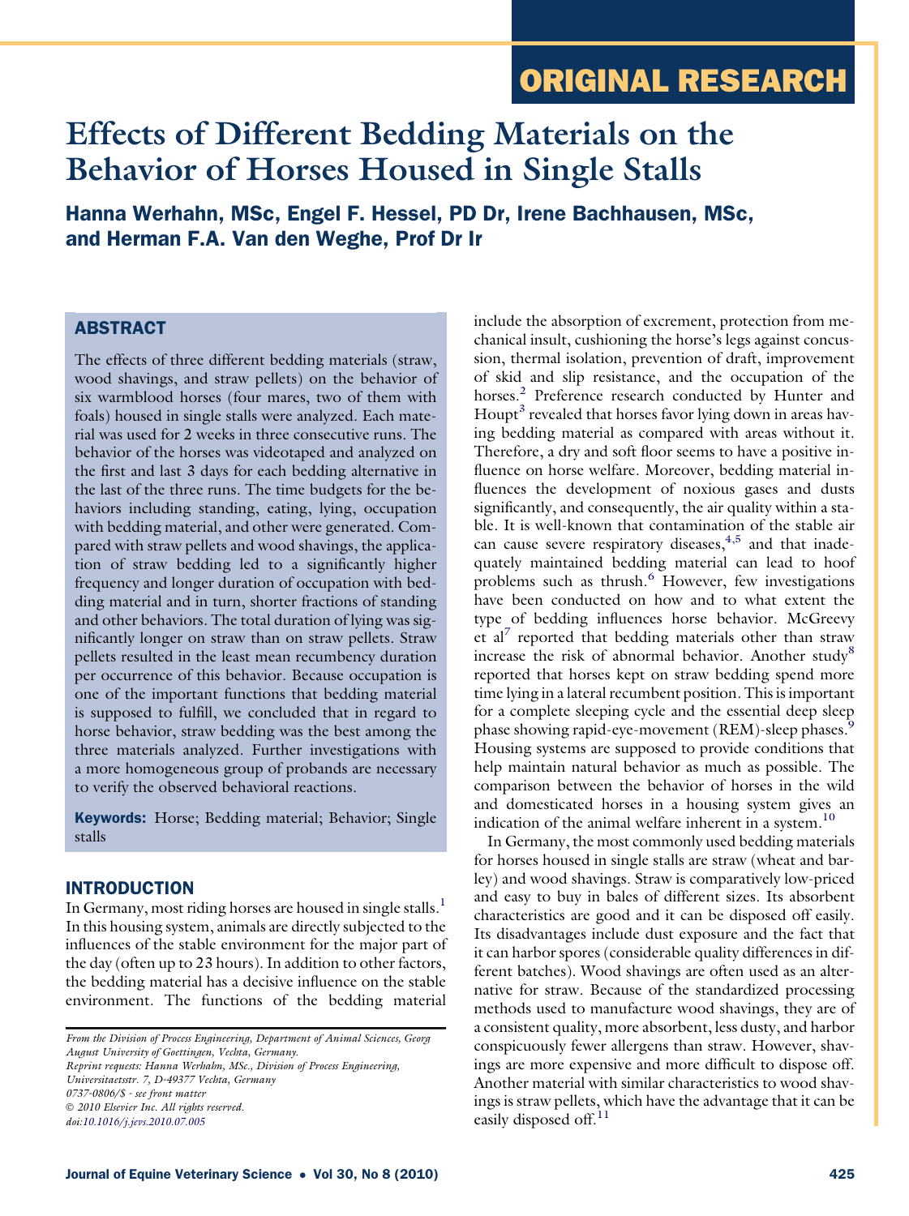ORIGINAL RESEARCH

# Effects of Different Bedding Materials on the Behavior of Horses Housed in Single Stalls

**Hanna Werhahn, MSc, Engel F. Hessel, PD Dr, Irene Bachhausen, MSc, and Herman F.A. Van den Weghe, Prof Dr Ir**

## ABSTRACT

The effects of three different bedding materials (straw, wood shavings, and straw pellets) on the behavior of six warmblood horses (four mares, two of them with foals) housed in single stalls were analyzed. Each material was used for 2 weeks in three consecutive runs. The behavior of the horses was videotaped and analyzed on the first and last 3 days for each bedding alternative in the last of the three runs. The time budgets for the behaviors including standing, eating, lying, occupation with bedding material, and other were generated. Compared with straw pellets and wood shavings, the application of straw bedding led to a significantly higher frequency and longer duration of occupation with bedding material and in turn, shorter fractions of standing and other behaviors. The total duration of lying was significantly longer on straw than on straw pellets. Straw pellets resulted in the least mean recumbency duration per occurrence of this behavior. Because occupation is one of the important functions that bedding material is supposed to fulfill, we concluded that in regard to horse behavior, straw bedding was the best among the three materials analyzed. Further investigations with a more homogeneous group of probands are necessary to verify the observed behavioral reactions.

**Keywords:** Horse; Bedding material; Behavior; Single stalls

## INTRODUCTION

In Germany, most riding horses are housed in single stalls.[1] In this housing system, animals are directly subjected to the influences of the stable environment for the major part of the day (often up to 23 hours). In addition to other factors, the bedding material has a decisive influence on the stable environment. The functions of the bedding material include the absorption of excrement, protection from mechanical insult, cushioning the horse's legs against concussion, thermal isolation, prevention of draft, improvement of skid and slip resistance, and the occupation of the horses.[2] Preference research conducted by Hunter and Houpt[3] revealed that horses favor lying down in areas having bedding material as compared with areas without it. Therefore, a dry and soft floor seems to have a positive influence on horse welfare. Moreover, bedding material influences the development of noxious gases and dusts significantly, and consequently, the air quality within a stable. It is well-known that contamination of the stable air can cause severe respiratory diseases,[4,5] and that inadequately maintained bedding material can lead to hoof problems such as thrush.[6] However, few investigations have been conducted on how and to what extent the type of bedding influences horse behavior. McGreevy et al[7] reported that bedding materials other than straw increase the risk of abnormal behavior. Another study[8] reported that horses kept on straw bedding spend more time lying in a lateral recumbent position. This is important for a complete sleeping cycle and the essential deep sleep phase showing rapid-eye-movement (REM)-sleep phases.[9] Housing systems are supposed to provide conditions that help maintain natural behavior as much as possible. The comparison between the behavior of horses in the wild and domesticated horses in a housing system gives an indication of the animal welfare inherent in a system.[10]

In Germany, the most commonly used bedding materials for horses housed in single stalls are straw (wheat and barley) and wood shavings. Straw is comparatively low-priced and easy to buy in bales of different sizes. Its absorbent characteristics are good and it can be disposed off easily. Its disadvantages include dust exposure and the fact that it can harbor spores (considerable quality differences in different batches). Wood shavings are often used as an alternative for straw. Because of the standardized processing methods used to manufacture wood shavings, they are of a consistent quality, more absorbent, less dusty, and harbor conspicuously fewer allergens than straw. However, shavings are more expensive and more difficult to dispose off. Another material with similar characteristics to wood shavings is straw pellets, which have the advantage that it can be easily disposed off.[11]

*From the Division of Process Engineering, Department of Animal Sciences, Georg August University of Goettingen, Vechta, Germany.*
*Reprint requests: Hanna Werhahn, MSc., Division of Process Engineering, Universitaetsstr. 7, D-49377 Vechta, Germany*
*0737-0806/$ - see front matter*
*© 2010 Elsevier Inc. All rights reserved.*
*doi:10.1016/j.jevs.2010.07.005*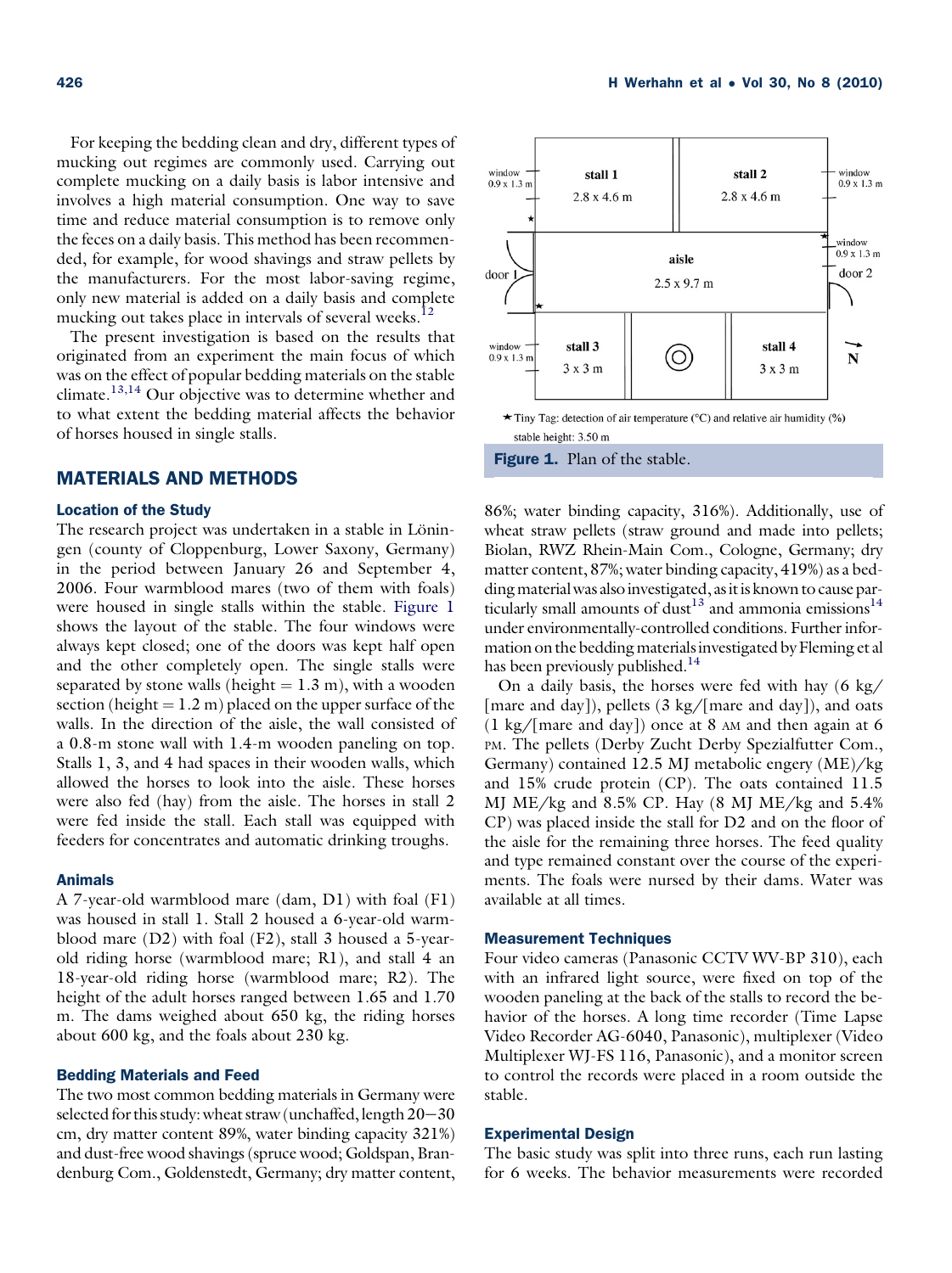For keeping the bedding clean and dry, different types of mucking out regimes are commonly used. Carrying out complete mucking on a daily basis is labor intensive and involves a high material consumption. One way to save time and reduce material consumption is to remove only the feces on a daily basis. This method has been recommended, for example, for wood shavings and straw pellets by the manufacturers. For the most labor-saving regime, only new material is added on a daily basis and complete mucking out takes place in intervals of several weeks.[12]

The present investigation is based on the results that originated from an experiment the main focus of which was on the effect of popular bedding materials on the stable climate.[13,14] Our objective was to determine whether and to what extent the bedding material affects the behavior of horses housed in single stalls.

## MATERIALS AND METHODS

### Location of the Study

The research project was undertaken in a stable in Löningen (county of Cloppenburg, Lower Saxony, Germany) in the period between January 26 and September 4, 2006. Four warmblood mares (two of them with foals) were housed in single stalls within the stable. Figure 1 shows the layout of the stable. The four windows were always kept closed; one of the doors was kept half open and the other completely open. The single stalls were separated by stone walls (height = 1.3 m), with a wooden section (height = 1.2 m) placed on the upper surface of the walls. In the direction of the aisle, the wall consisted of a 0.8-m stone wall with 1.4-m wooden paneling on top. Stalls 1, 3, and 4 had spaces in their wooden walls, which allowed the horses to look into the aisle. These horses were also fed (hay) from the aisle. The horses in stall 2 were fed inside the stall. Each stall was equipped with feeders for concentrates and automatic drinking troughs.

★ Tiny Tag: detection of air temperature (°C) and relative air humidity (%)
stable height: 3.50 m

**Figure 1.** Plan of the stable.

### Animals

A 7-year-old warmblood mare (dam, D1) with foal (F1) was housed in stall 1. Stall 2 housed a 6-year-old warmblood mare (D2) with foal (F2), stall 3 housed a 5-year-old riding horse (warmblood mare; R1), and stall 4 an 18-year-old riding horse (warmblood mare; R2). The height of the adult horses ranged between 1.65 and 1.70 m. The dams weighed about 650 kg, the riding horses about 600 kg, and the foals about 230 kg.

### Bedding Materials and Feed

The two most common bedding materials in Germany were selected for this study: wheat straw (unchaffed, length 20−30 cm, dry matter content 89%, water binding capacity 321%) and dust-free wood shavings (spruce wood; Goldspan, Brandenburg Com., Goldenstedt, Germany; dry matter content, 86%; water binding capacity, 316%). Additionally, use of wheat straw pellets (straw ground and made into pellets; Biolan, RWZ Rhein-Main Com., Cologne, Germany; dry matter content, 87%; water binding capacity, 419%) as a bedding material was also investigated, as it is known to cause particularly small amounts of dust[13] and ammonia emissions[14] under environmentally-controlled conditions. Further information on the bedding materials investigated by Fleming et al has been previously published.[14]

On a daily basis, the horses were fed with hay (6 kg/[mare and day]), pellets (3 kg/[mare and day]), and oats (1 kg/[mare and day]) once at 8 AM and then again at 6 PM. The pellets (Derby Zucht Derby Spezialfutter Com., Germany) contained 12.5 MJ metabolic engery (ME)/kg and 15% crude protein (CP). The oats contained 11.5 MJ ME/kg and 8.5% CP. Hay (8 MJ ME/kg and 5.4% CP) was placed inside the stall for D2 and on the floor of the aisle for the remaining three horses. The feed quality and type remained constant over the course of the experiments. The foals were nursed by their dams. Water was available at all times.

### Measurement Techniques

Four video cameras (Panasonic CCTV WV-BP 310), each with an infrared light source, were fixed on top of the wooden paneling at the back of the stalls to record the behavior of the horses. A long time recorder (Time Lapse Video Recorder AG-6040, Panasonic), multiplexer (Video Multiplexer WJ-FS 116, Panasonic), and a monitor screen to control the records were placed in a room outside the stable.

### Experimental Design

The basic study was split into three runs, each run lasting for 6 weeks. The behavior measurements were recorded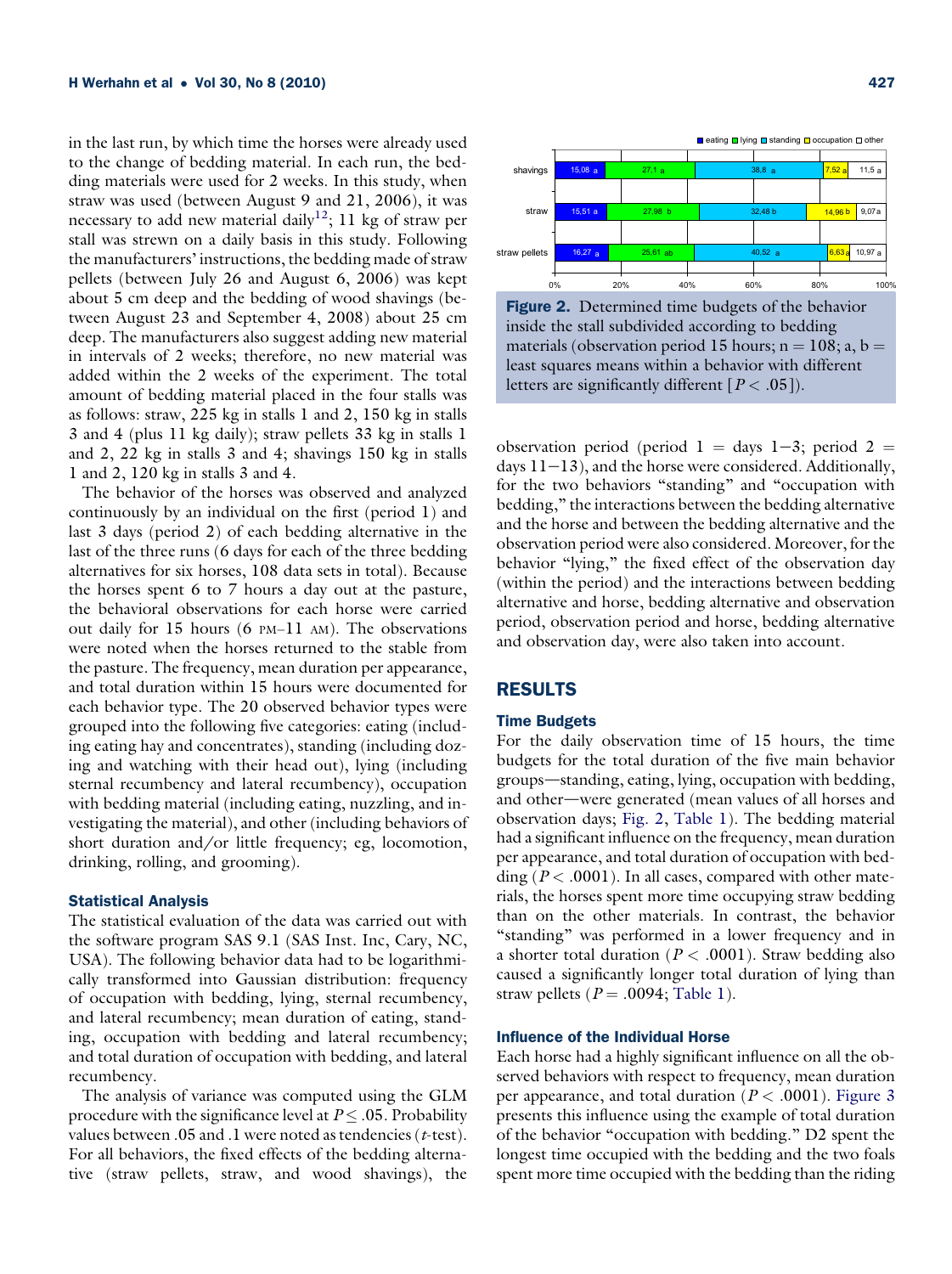in the last run, by which time the horses were already used to the change of bedding material. In each run, the bedding materials were used for 2 weeks. In this study, when straw was used (between August 9 and 21, 2006), it was necessary to add new material daily[12]; 11 kg of straw per stall was strewn on a daily basis in this study. Following the manufacturers' instructions, the bedding made of straw pellets (between July 26 and August 6, 2006) was kept about 5 cm deep and the bedding of wood shavings (between August 23 and September 4, 2008) about 25 cm deep. The manufacturers also suggest adding new material in intervals of 2 weeks; therefore, no new material was added within the 2 weeks of the experiment. The total amount of bedding material placed in the four stalls was as follows: straw, 225 kg in stalls 1 and 2, 150 kg in stalls 3 and 4 (plus 11 kg daily); straw pellets 33 kg in stalls 1 and 2, 22 kg in stalls 3 and 4; shavings 150 kg in stalls 1 and 2, 120 kg in stalls 3 and 4.

The behavior of the horses was observed and analyzed continuously by an individual on the first (period 1) and last 3 days (period 2) of each bedding alternative in the last of the three runs (6 days for each of the three bedding alternatives for six horses, 108 data sets in total). Because the horses spent 6 to 7 hours a day out at the pasture, the behavioral observations for each horse were carried out daily for 15 hours (6 PM–11 AM). The observations were noted when the horses returned to the stable from the pasture. The frequency, mean duration per appearance, and total duration within 15 hours were documented for each behavior type. The 20 observed behavior types were grouped into the following five categories: eating (including eating hay and concentrates), standing (including dozing and watching with their head out), lying (including sternal recumbency and lateral recumbency), occupation with bedding material (including eating, nuzzling, and investigating the material), and other (including behaviors of short duration and/or little frequency; eg, locomotion, drinking, rolling, and grooming).

### Statistical Analysis

The statistical evaluation of the data was carried out with the software program SAS 9.1 (SAS Inst. Inc, Cary, NC, USA). The following behavior data had to be logarithmically transformed into Gaussian distribution: frequency of occupation with bedding, lying, sternal recumbency, and lateral recumbency; mean duration of eating, standing, occupation with bedding and lateral recumbency; and total duration of occupation with bedding, and lateral recumbency.

The analysis of variance was computed using the GLM procedure with the significance level at $P \leq .05$. Probability values between .05 and .1 were noted as tendencies (*t*-test). For all behaviors, the fixed effects of the bedding alternative (straw pellets, straw, and wood shavings), the observation period (period 1 = days 1–3; period 2 = days 11–13), and the horse were considered. Additionally, for the two behaviors "standing" and "occupation with bedding," the interactions between the bedding alternative and the horse and between the bedding alternative and the observation period were also considered. Moreover, for the behavior "lying," the fixed effect of the observation day (within the period) and the interactions between bedding alternative and horse, bedding alternative and observation period, observation period and horse, bedding alternative and observation day, were also taken into account.

| | eating | lying | standing | occupation | other |
|---|---|---|---|---|---|
| shavings | 15,08 a | 27,1 a | 38,8 a | 7,52 a | 11,5 a |
| straw | 15,51 a | 27,98 b | 32,48 b | 14,96 b | 9,07 a |
| straw pellets | 16,27 a | 25,61 ab | 40,52 a | 6,63 a | 10,97 a |

**Figure 2.** Determined time budgets of the behavior inside the stall subdivided according to bedding materials (observation period 15 hours; n = 108; a, b = least squares means within a behavior with different letters are significantly different [$P < .05$]).

## RESULTS

### Time Budgets

For the daily observation time of 15 hours, the time budgets for the total duration of the five main behavior groups—standing, eating, lying, occupation with bedding, and other—were generated (mean values of all horses and observation days; Fig. 2, Table 1). The bedding material had a significant influence on the frequency, mean duration per appearance, and total duration of occupation with bedding ($P < .0001$). In all cases, compared with other materials, the horses spent more time occupying straw bedding than on the other materials. In contrast, the behavior "standing" was performed in a lower frequency and in a shorter total duration ($P < .0001$). Straw bedding also caused a significantly longer total duration of lying than straw pellets ($P = .0094$; Table 1).

### Influence of the Individual Horse

Each horse had a highly significant influence on all the observed behaviors with respect to frequency, mean duration per appearance, and total duration ($P < .0001$). Figure 3 presents this influence using the example of total duration of the behavior "occupation with bedding." D2 spent the longest time occupied with the bedding and the two foals spent more time occupied with the bedding than the riding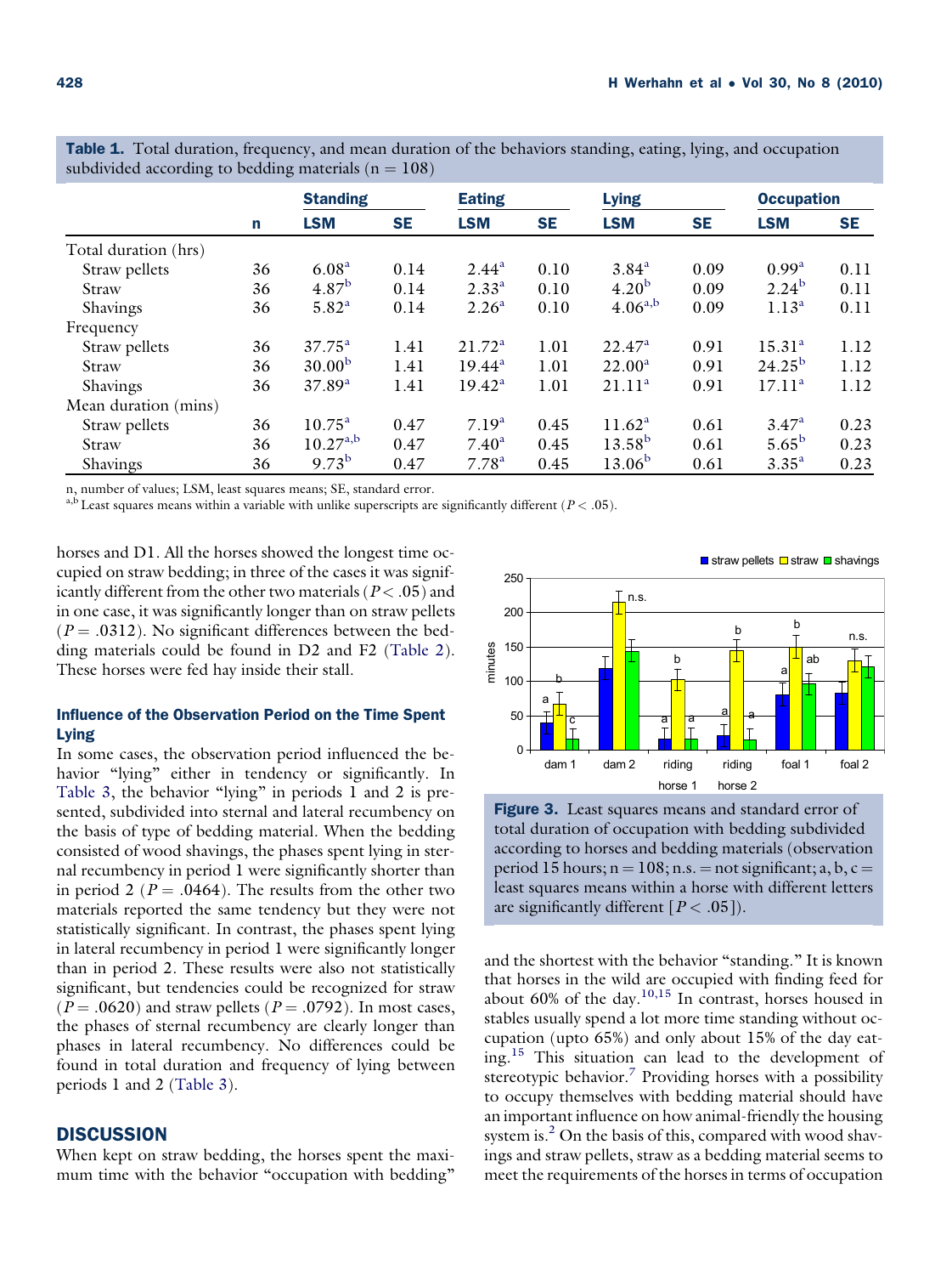**Table 1.** Total duration, frequency, and mean duration of the behaviors standing, eating, lying, and occupation subdivided according to bedding materials (n = 108)

| | n | Standing | | Eating | | Lying | | Occupation | |
|---|---|---|---|---|---|---|---|---|---|
| | | LSM | SE | LSM | SE | LSM | SE | LSM | SE |
| Total duration (hrs) | | | | | | | | | |
| Straw pellets | 36 | 6.08[a] | 0.14 | 2.44[a] | 0.10 | 3.84[a] | 0.09 | 0.99[a] | 0.11 |
| Straw | 36 | 4.87[b] | 0.14 | 2.33[a] | 0.10 | 4.20[b] | 0.09 | 2.24[b] | 0.11 |
| Shavings | 36 | 5.82[a] | 0.14 | 2.26[a] | 0.10 | 4.06[a,b] | 0.09 | 1.13[a] | 0.11 |
| Frequency | | | | | | | | | |
| Straw pellets | 36 | 37.75[a] | 1.41 | 21.72[a] | 1.01 | 22.47[a] | 0.91 | 15.31[a] | 1.12 |
| Straw | 36 | 30.00[b] | 1.41 | 19.44[a] | 1.01 | 22.00[a] | 0.91 | 24.25[b] | 1.12 |
| Shavings | 36 | 37.89[a] | 1.41 | 19.42[a] | 1.01 | 21.11[a] | 0.91 | 17.11[a] | 1.12 |
| Mean duration (mins) | | | | | | | | | |
| Straw pellets | 36 | 10.75[a] | 0.47 | 7.19[a] | 0.45 | 11.62[a] | 0.61 | 3.47[a] | 0.23 |
| Straw | 36 | 10.27[a,b] | 0.47 | 7.40[a] | 0.45 | 13.58[b] | 0.61 | 5.65[b] | 0.23 |
| Shavings | 36 | 9.73[b] | 0.47 | 7.78[a] | 0.45 | 13.06[b] | 0.61 | 3.35[a] | 0.23 |

n, number of values; LSM, least squares means; SE, standard error.
[a,b] Least squares means within a variable with unlike superscripts are significantly different ($P < .05$).

horses and D1. All the horses showed the longest time occupied on straw bedding; in three of the cases it was significantly different from the other two materials ($P < .05$) and in one case, it was significantly longer than on straw pellets ($P = .0312$). No significant differences between the bedding materials could be found in D2 and F2 (Table 2). These horses were fed hay inside their stall.

### Influence of the Observation Period on the Time Spent Lying

In some cases, the observation period influenced the behavior "lying" either in tendency or significantly. In Table 3, the behavior "lying" in periods 1 and 2 is presented, subdivided into sternal and lateral recumbency on the basis of type of bedding material. When the bedding consisted of wood shavings, the phases spent lying in sternal recumbency in period 1 were significantly shorter than in period 2 ($P = .0464$). The results from the other two materials reported the same tendency but they were not statistically significant. In contrast, the phases spent lying in lateral recumbency in period 1 were significantly longer than in period 2. These results were also not statistically significant, but tendencies could be recognized for straw ($P = .0620$) and straw pellets ($P = .0792$). In most cases, the phases of sternal recumbency are clearly longer than phases in lateral recumbency. No differences could be found in total duration and frequency of lying between periods 1 and 2 (Table 3).

**Figure 3.** Least squares means and standard error of total duration of occupation with bedding subdivided according to horses and bedding materials (observation period 15 hours; n = 108; n.s. = not significant; a, b, c = least squares means within a horse with different letters are significantly different [$P < .05$]).

## DISCUSSION

When kept on straw bedding, the horses spent the maximum time with the behavior "occupation with bedding" and the shortest with the behavior "standing." It is known that horses in the wild are occupied with finding feed for about 60% of the day.[10,15] In contrast, horses housed in stables usually spend a lot more time standing without occupation (upto 65%) and only about 15% of the day eating.[15] This situation can lead to the development of stereotypic behavior.[7] Providing horses with a possibility to occupy themselves with bedding material should have an important influence on how animal-friendly the housing system is.[2] On the basis of this, compared with wood shavings and straw pellets, straw as a bedding material seems to meet the requirements of the horses in terms of occupation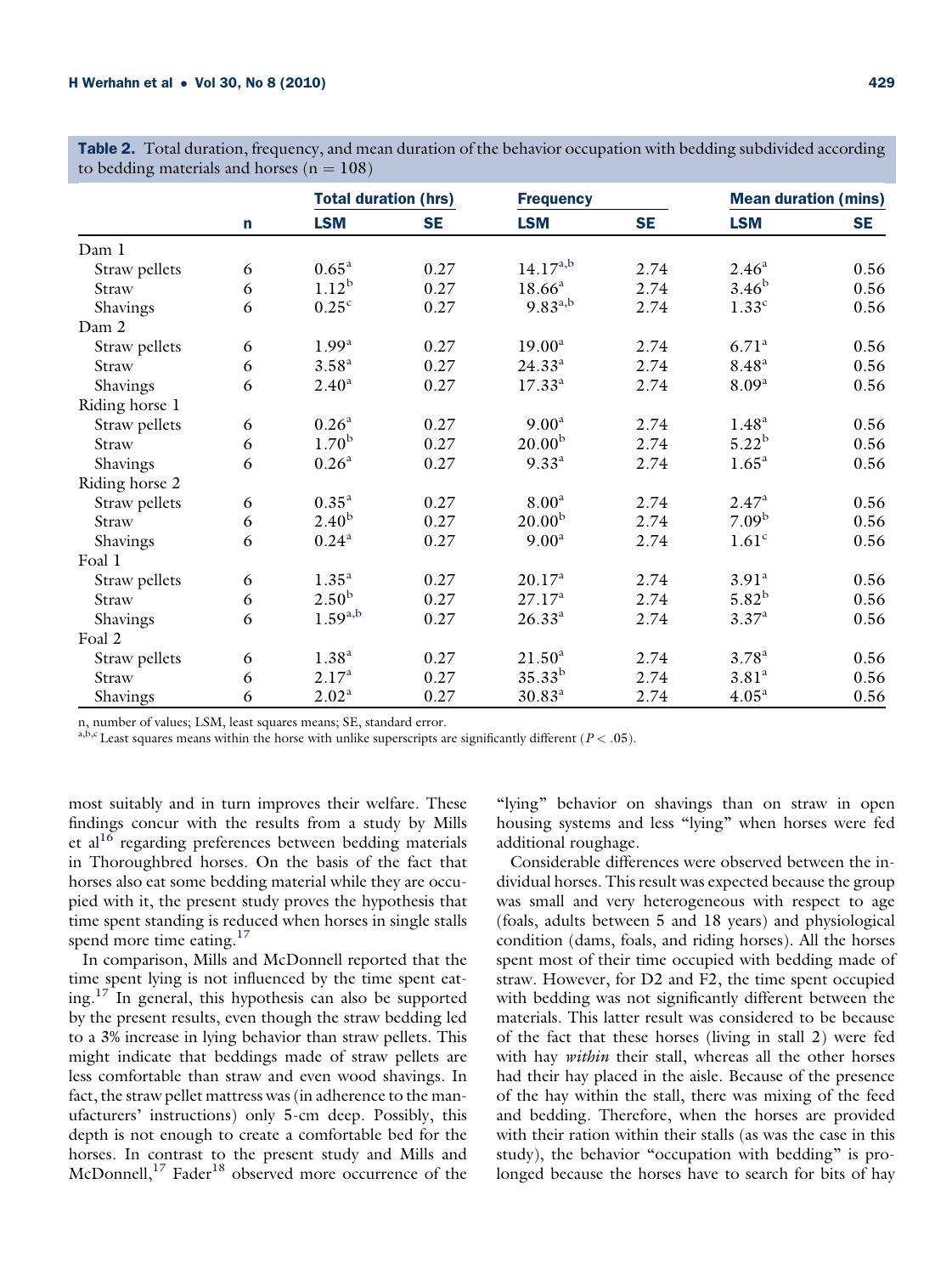**Table 2.** Total duration, frequency, and mean duration of the behavior occupation with bedding subdivided according to bedding materials and horses (n = 108)

| | n | Total duration (hrs) | | Frequency | | Mean duration (mins) | |
|---|---|---|---|---|---|---|---|
| | | LSM | SE | LSM | SE | LSM | SE |
| Dam 1 | | | | | | | |
| Straw pellets | 6 | $0.65^{a}$ | 0.27 | $14.17^{a,b}$ | 2.74 | $2.46^{a}$ | 0.56 |
| Straw | 6 | $1.12^{b}$ | 0.27 | $18.66^{a}$ | 2.74 | $3.46^{b}$ | 0.56 |
| Shavings | 6 | $0.25^{c}$ | 0.27 | $9.83^{a,b}$ | 2.74 | $1.33^{c}$ | 0.56 |
| Dam 2 | | | | | | | |
| Straw pellets | 6 | $1.99^{a}$ | 0.27 | $19.00^{a}$ | 2.74 | $6.71^{a}$ | 0.56 |
| Straw | 6 | $3.58^{a}$ | 0.27 | $24.33^{a}$ | 2.74 | $8.48^{a}$ | 0.56 |
| Shavings | 6 | $2.40^{a}$ | 0.27 | $17.33^{a}$ | 2.74 | $8.09^{a}$ | 0.56 |
| Riding horse 1 | | | | | | | |
| Straw pellets | 6 | $0.26^{a}$ | 0.27 | $9.00^{a}$ | 2.74 | $1.48^{a}$ | 0.56 |
| Straw | 6 | $1.70^{b}$ | 0.27 | $20.00^{b}$ | 2.74 | $5.22^{b}$ | 0.56 |
| Shavings | 6 | $0.26^{a}$ | 0.27 | $9.33^{a}$ | 2.74 | $1.65^{a}$ | 0.56 |
| Riding horse 2 | | | | | | | |
| Straw pellets | 6 | $0.35^{a}$ | 0.27 | $8.00^{a}$ | 2.74 | $2.47^{a}$ | 0.56 |
| Straw | 6 | $2.40^{b}$ | 0.27 | $20.00^{b}$ | 2.74 | $7.09^{b}$ | 0.56 |
| Shavings | 6 | $0.24^{a}$ | 0.27 | $9.00^{a}$ | 2.74 | $1.61^{c}$ | 0.56 |
| Foal 1 | | | | | | | |
| Straw pellets | 6 | $1.35^{a}$ | 0.27 | $20.17^{a}$ | 2.74 | $3.91^{a}$ | 0.56 |
| Straw | 6 | $2.50^{b}$ | 0.27 | $27.17^{a}$ | 2.74 | $5.82^{b}$ | 0.56 |
| Shavings | 6 | $1.59^{a,b}$ | 0.27 | $26.33^{a}$ | 2.74 | $3.37^{a}$ | 0.56 |
| Foal 2 | | | | | | | |
| Straw pellets | 6 | $1.38^{a}$ | 0.27 | $21.50^{a}$ | 2.74 | $3.78^{a}$ | 0.56 |
| Straw | 6 | $2.17^{a}$ | 0.27 | $35.33^{b}$ | 2.74 | $3.81^{a}$ | 0.56 |
| Shavings | 6 | $2.02^{a}$ | 0.27 | $30.83^{a}$ | 2.74 | $4.05^{a}$ | 0.56 |

n, number of values; LSM, least squares means; SE, standard error.
[a,b,c] Least squares means within the horse with unlike superscripts are significantly different ($P < .05$).

most suitably and in turn improves their welfare. These findings concur with the results from a study by Mills et al[16] regarding preferences between bedding materials in Thoroughbred horses. On the basis of the fact that horses also eat some bedding material while they are occupied with it, the present study proves the hypothesis that time spent standing is reduced when horses in single stalls spend more time eating.[17]

In comparison, Mills and McDonnell reported that the time spent lying is not influenced by the time spent eating.[17] In general, this hypothesis can also be supported by the present results, even though the straw bedding led to a 3% increase in lying behavior than straw pellets. This might indicate that beddings made of straw pellets are less comfortable than straw and even wood shavings. In fact, the straw pellet mattress was (in adherence to the manufacturers' instructions) only 5-cm deep. Possibly, this depth is not enough to create a comfortable bed for the horses. In contrast to the present study and Mills and McDonnell,[17] Fader[18] observed more occurrence of the "lying" behavior on shavings than on straw in open housing systems and less "lying" when horses were fed additional roughage.

Considerable differences were observed between the individual horses. This result was expected because the group was small and very heterogeneous with respect to age (foals, adults between 5 and 18 years) and physiological condition (dams, foals, and riding horses). All the horses spent most of their time occupied with bedding made of straw. However, for D2 and F2, the time spent occupied with bedding was not significantly different between the materials. This latter result was considered to be because of the fact that these horses (living in stall 2) were fed with hay *within* their stall, whereas all the other horses had their hay placed in the aisle. Because of the presence of the hay within the stall, there was mixing of the feed and bedding. Therefore, when the horses are provided with their ration within their stalls (as was the case in this study), the behavior "occupation with bedding" is prolonged because the horses have to search for bits of hay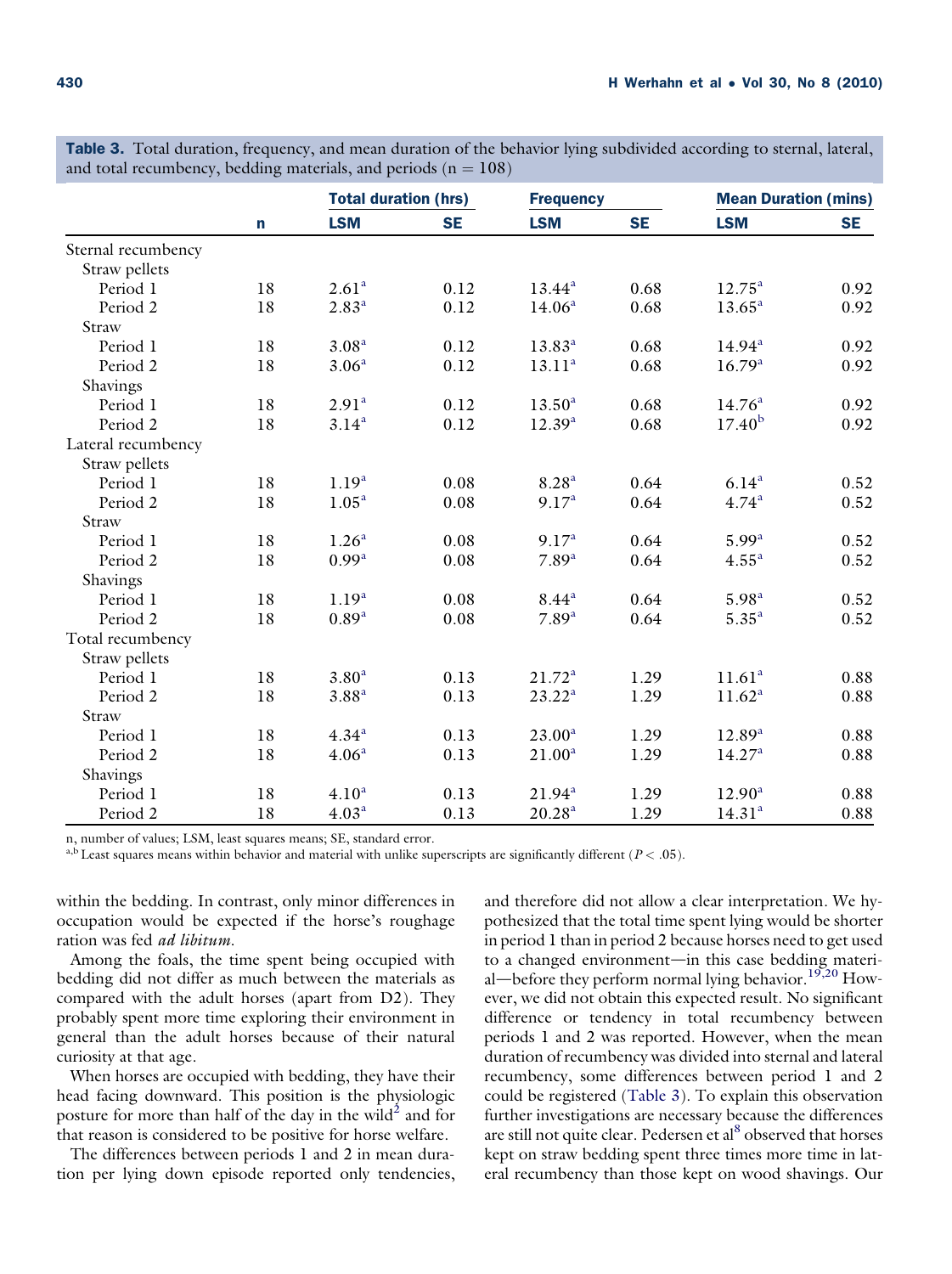**Table 3.** Total duration, frequency, and mean duration of the behavior lying subdivided according to sternal, lateral, and total recumbency, bedding materials, and periods (n = 108)

| | n | Total duration (hrs) | | Frequency | | Mean Duration (mins) | |
|---|---|---|---|---|---|---|---|
| | | LSM | SE | LSM | SE | LSM | SE |
| Sternal recumbency | | | | | | | |
| Straw pellets | | | | | | | |
| Period 1 | 18 | 2.61[a] | 0.12 | 13.44[a] | 0.68 | 12.75[a] | 0.92 |
| Period 2 | 18 | 2.83[a] | 0.12 | 14.06[a] | 0.68 | 13.65[a] | 0.92 |
| Straw | | | | | | | |
| Period 1 | 18 | 3.08[a] | 0.12 | 13.83[a] | 0.68 | 14.94[a] | 0.92 |
| Period 2 | 18 | 3.06[a] | 0.12 | 13.11[a] | 0.68 | 16.79[a] | 0.92 |
| Shavings | | | | | | | |
| Period 1 | 18 | 2.91[a] | 0.12 | 13.50[a] | 0.68 | 14.76[a] | 0.92 |
| Period 2 | 18 | 3.14[a] | 0.12 | 12.39[a] | 0.68 | 17.40[b] | 0.92 |
| Lateral recumbency | | | | | | | |
| Straw pellets | | | | | | | |
| Period 1 | 18 | 1.19[a] | 0.08 | 8.28[a] | 0.64 | 6.14[a] | 0.52 |
| Period 2 | 18 | 1.05[a] | 0.08 | 9.17[a] | 0.64 | 4.74[a] | 0.52 |
| Straw | | | | | | | |
| Period 1 | 18 | 1.26[a] | 0.08 | 9.17[a] | 0.64 | 5.99[a] | 0.52 |
| Period 2 | 18 | 0.99[a] | 0.08 | 7.89[a] | 0.64 | 4.55[a] | 0.52 |
| Shavings | | | | | | | |
| Period 1 | 18 | 1.19[a] | 0.08 | 8.44[a] | 0.64 | 5.98[a] | 0.52 |
| Period 2 | 18 | 0.89[a] | 0.08 | 7.89[a] | 0.64 | 5.35[a] | 0.52 |
| Total recumbency | | | | | | | |
| Straw pellets | | | | | | | |
| Period 1 | 18 | 3.80[a] | 0.13 | 21.72[a] | 1.29 | 11.61[a] | 0.88 |
| Period 2 | 18 | 3.88[a] | 0.13 | 23.22[a] | 1.29 | 11.62[a] | 0.88 |
| Straw | | | | | | | |
| Period 1 | 18 | 4.34[a] | 0.13 | 23.00[a] | 1.29 | 12.89[a] | 0.88 |
| Period 2 | 18 | 4.06[a] | 0.13 | 21.00[a] | 1.29 | 14.27[a] | 0.88 |
| Shavings | | | | | | | |
| Period 1 | 18 | 4.10[a] | 0.13 | 21.94[a] | 1.29 | 12.90[a] | 0.88 |
| Period 2 | 18 | 4.03[a] | 0.13 | 20.28[a] | 1.29 | 14.31[a] | 0.88 |

n, number of values; LSM, least squares means; SE, standard error.
[a,b] Least squares means within behavior and material with unlike superscripts are significantly different ($P < .05$).

within the bedding. In contrast, only minor differences in occupation would be expected if the horse's roughage ration was fed *ad libitum*.

Among the foals, the time spent being occupied with bedding did not differ as much between the materials as compared with the adult horses (apart from D2). They probably spent more time exploring their environment in general than the adult horses because of their natural curiosity at that age.

When horses are occupied with bedding, they have their head facing downward. This position is the physiologic posture for more than half of the day in the wild[2] and for that reason is considered to be positive for horse welfare.

The differences between periods 1 and 2 in mean duration per lying down episode reported only tendencies, and therefore did not allow a clear interpretation. We hypothesized that the total time spent lying would be shorter in period 1 than in period 2 because horses need to get used to a changed environment—in this case bedding material—before they perform normal lying behavior.[19,20] However, we did not obtain this expected result. No significant difference or tendency in total recumbency between periods 1 and 2 was reported. However, when the mean duration of recumbency was divided into sternal and lateral recumbency, some differences between period 1 and 2 could be registered (Table 3). To explain this observation further investigations are necessary because the differences are still not quite clear. Pedersen et al[8] observed that horses kept on straw bedding spent three times more time in lateral recumbency than those kept on wood shavings. Our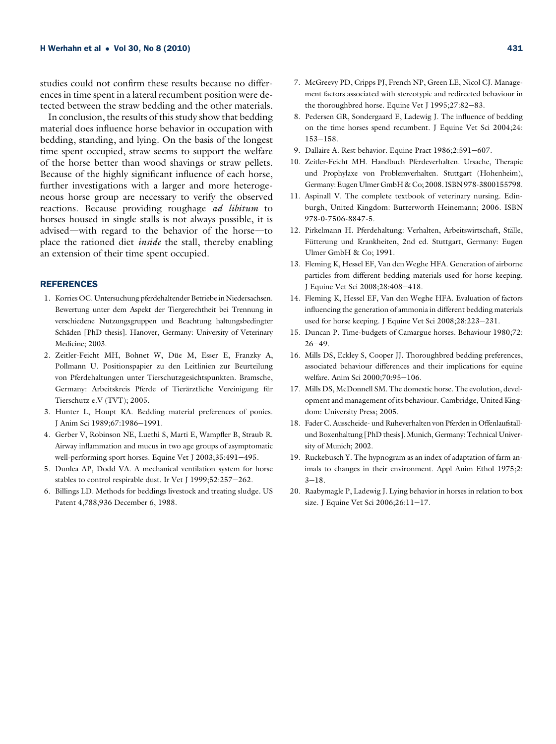studies could not confirm these results because no differences in time spent in a lateral recumbent position were detected between the straw bedding and the other materials.

In conclusion, the results of this study show that bedding material does influence horse behavior in occupation with bedding, standing, and lying. On the basis of the longest time spent occupied, straw seems to support the welfare of the horse better than wood shavings or straw pellets. Because of the highly significant influence of each horse, further investigations with a larger and more heterogeneous horse group are necessary to verify the observed reactions. Because providing roughage *ad libitum* to horses housed in single stalls is not always possible, it is advised—with regard to the behavior of the horse—to place the rationed diet *inside* the stall, thereby enabling an extension of their time spent occupied.

## REFERENCES

1. Korries OC. Untersuchung pferdehaltender Betriebe in Niedersachsen. Bewertung unter dem Aspekt der Tiergerechtheit bei Trennung in verschiedene Nutzungsgruppen und Beachtung haltungsbedingter Schäden [PhD thesis]. Hanover, Germany: University of Veterinary Medicine; 2003.
2. Zeitler-Feicht MH, Bohnet W, Düe M, Esser E, Franzky A, Pollmann U. Positionspapier zu den Leitlinien zur Beurteilung von Pferdehaltungen unter Tierschutzgesichtspunkten. Bramsche, Germany: Arbeitskreis Pferde of Tierärztliche Vereinigung für Tierschutz e.V (TVT); 2005.
3. Hunter L, Houpt KA. Bedding material preferences of ponies. J Anim Sci 1989;67:1986–1991.
4. Gerber V, Robinson NE, Luethi S, Marti E, Wampfler B, Straub R. Airway inflammation and mucus in two age groups of asymptomatic well-performing sport horses. Equine Vet J 2003;35:491–495.
5. Dunlea AP, Dodd VA. A mechanical ventilation system for horse stables to control respirable dust. Ir Vet J 1999;52:257–262.
6. Billings LD. Methods for beddings livestock and treating sludge. US Patent 4,788,936 December 6, 1988.
7. McGreevy PD, Cripps PJ, French NP, Green LE, Nicol CJ. Management factors associated with stereotypic and redirected behaviour in the thoroughbred horse. Equine Vet J 1995;27:82–83.
8. Pedersen GR, Sondergaard E, Ladewig J. The influence of bedding on the time horses spend recumbent. J Equine Vet Sci 2004;24: 153–158.
9. Dallaire A. Rest behavior. Equine Pract 1986;2:591–607.
10. Zeitler-Feicht MH. Handbuch Pferdeverhalten. Ursache, Therapie und Prophylaxe von Problemverhalten. Stuttgart (Hohenheim), Germany: Eugen Ulmer GmbH & Co; 2008. ISBN 978-3800155798.
11. Aspinall V. The complete textbook of veterinary nursing. Edinburgh, United Kingdom: Butterworth Heinemann; 2006. ISBN 978-0-7506-8847-5.
12. Pirkelmann H. Pferdehaltung: Verhalten, Arbeitswirtschaft, Ställe, Fütterung und Krankheiten, 2nd ed. Stuttgart, Germany: Eugen Ulmer GmbH & Co; 1991.
13. Fleming K, Hessel EF, Van den Weghe HFA. Generation of airborne particles from different bedding materials used for horse keeping. J Equine Vet Sci 2008;28:408–418.
14. Fleming K, Hessel EF, Van den Weghe HFA. Evaluation of factors influencing the generation of ammonia in different bedding materials used for horse keeping. J Equine Vet Sci 2008;28:223–231.
15. Duncan P. Time-budgets of Camargue horses. Behaviour 1980;72: 26–49.
16. Mills DS, Eckley S, Cooper JJ. Thoroughbred bedding preferences, associated behaviour differences and their implications for equine welfare. Anim Sci 2000;70:95–106.
17. Mills DS, McDonnell SM. The domestic horse. The evolution, development and management of its behaviour. Cambridge, United Kingdom: University Press; 2005.
18. Fader C. Ausscheide- und Ruheverhalten von Pferden in Offenlaufstall- und Boxenhaltung [PhD thesis]. Munich, Germany: Technical University of Munich; 2002.
19. Ruckebusch Y. The hypnogram as an index of adaptation of farm animals to changes in their environment. Appl Anim Ethol 1975;2: 3–18.
20. Raabymagle P, Ladewig J. Lying behavior in horses in relation to box size. J Equine Vet Sci 2006;26:11–17.